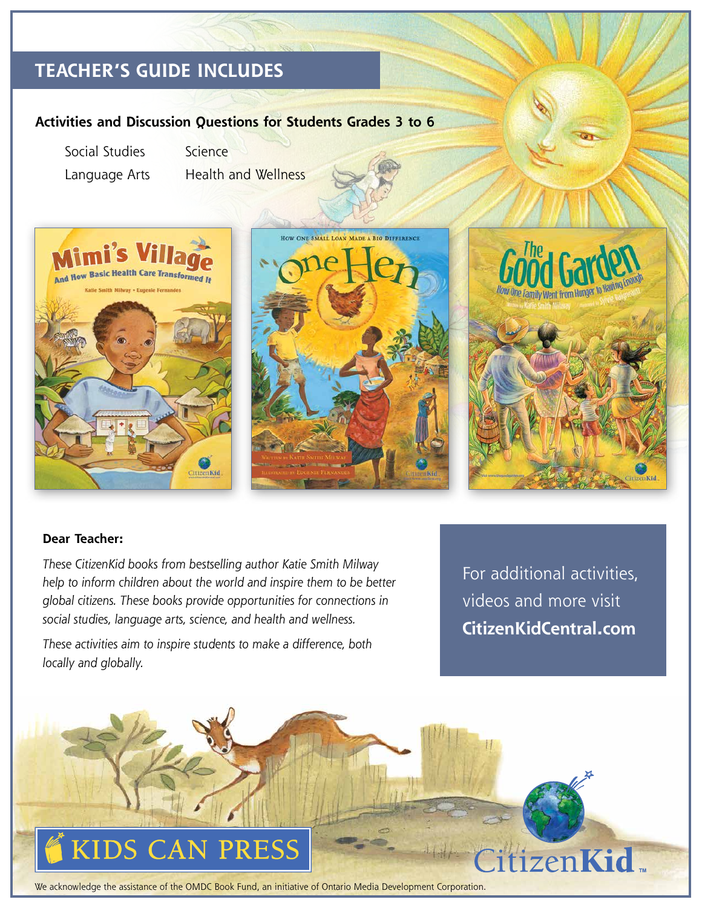## TEACHER'S GUIDE INCLUDES

**Activities and Discussion Questions for Students Grades 3 to 6**

- Social Studies
- Language Arts
- Science
- Health and Wellness

**Dear Teacher:**

*These CitizenKid books from bestselling author Katie Smith Milway help to inform children about the world and inspire them to be better global citizens. These books provide opportunities for connections in social studies, language arts, science, and health and wellness.*

*These activities aim to inspire students to make a difference, both locally and globally.*

For additional activities, videos and more visit **CitizenKidCentral.com**

KIDS CAN PRESS

CitizenKid

We acknowledge the assistance of the OMDC Book Fund, an initiative of Ontario Media Development Corporation.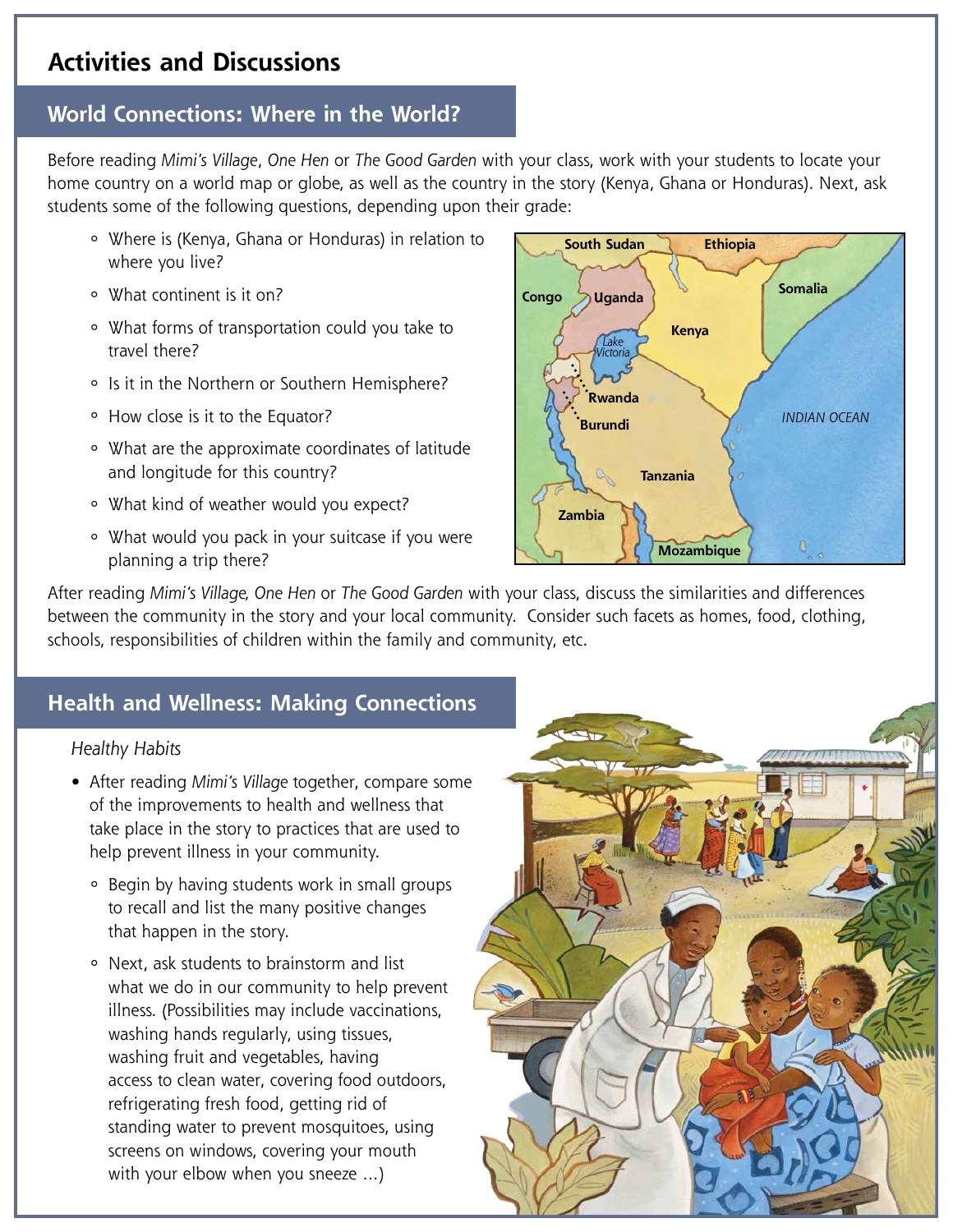# Activities and Discussions

## World Connections: Where in the World?

Before reading *Mimi's Village*, *One Hen* or *The Good Garden* with your class, work with your students to locate your home country on a world map or globe, as well as the country in the story (Kenya, Ghana or Honduras). Next, ask students some of the following questions, depending upon their grade:

- Where is (Kenya, Ghana or Honduras) in relation to where you live?
- What continent is it on?
- What forms of transportation could you take to travel there?
- Is it in the Northern or Southern Hemisphere?
- How close is it to the Equator?
- What are the approximate coordinates of latitude and longitude for this country?
- What kind of weather would you expect?
- What would you pack in your suitcase if you were planning a trip there?

After reading *Mimi's Village, One Hen* or *The Good Garden* with your class, discuss the similarities and differences between the community in the story and your local community. Consider such facets as homes, food, clothing, schools, responsibilities of children within the family and community, etc.

## Health and Wellness: Making Connections

*Healthy Habits*

- After reading *Mimi's Village* together, compare some of the improvements to health and wellness that take place in the story to practices that are used to help prevent illness in your community.
  - Begin by having students work in small groups to recall and list the many positive changes that happen in the story.
  - Next, ask students to brainstorm and list what we do in our community to help prevent illness. (Possibilities may include vaccinations, washing hands regularly, using tissues, washing fruit and vegetables, having access to clean water, covering food outdoors, refrigerating fresh food, getting rid of standing water to prevent mosquitoes, using screens on windows, covering your mouth with your elbow when you sneeze ...)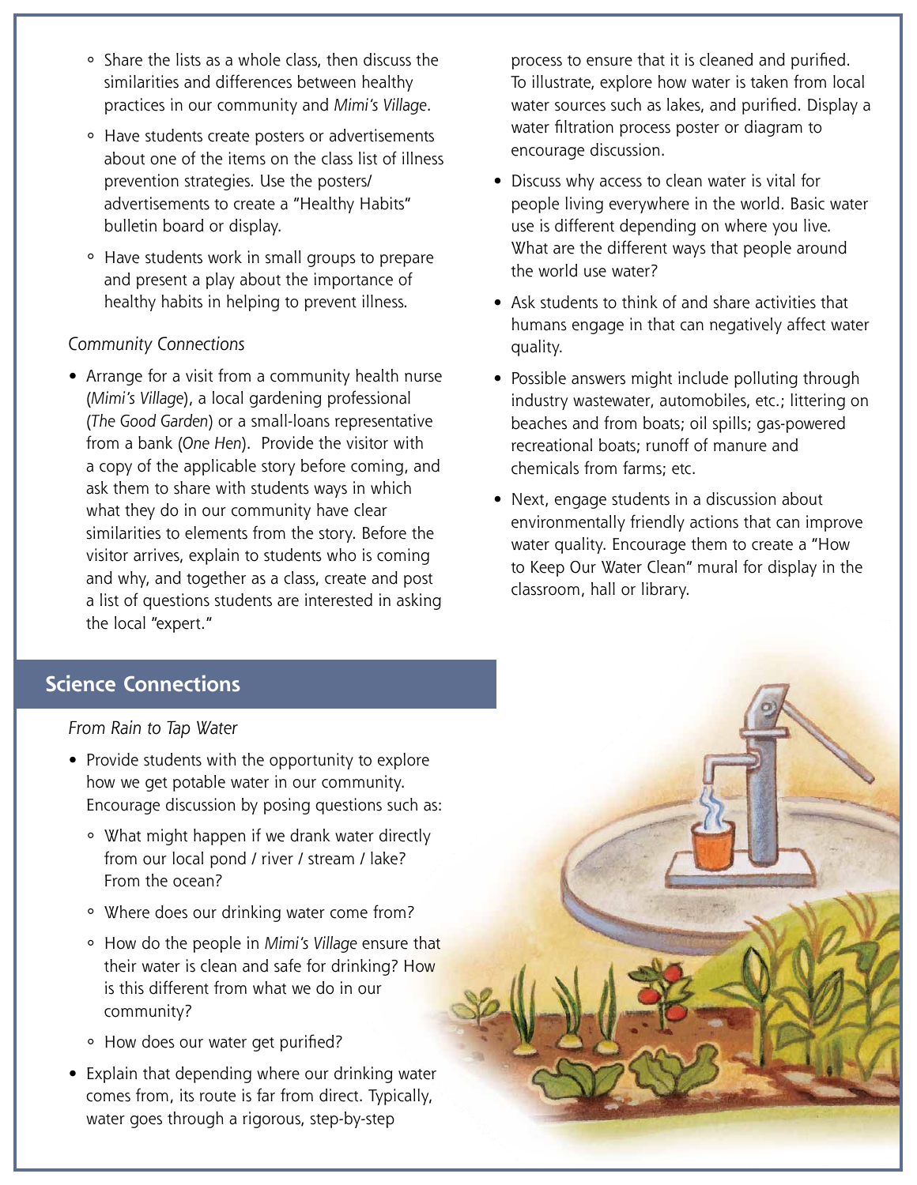- Share the lists as a whole class, then discuss the similarities and differences between healthy practices in our community and *Mimi's Village*.
- Have students create posters or advertisements about one of the items on the class list of illness prevention strategies. Use the posters/ advertisements to create a "Healthy Habits" bulletin board or display.
- Have students work in small groups to prepare and present a play about the importance of healthy habits in helping to prevent illness.

*Community Connections*

- Arrange for a visit from a community health nurse (*Mimi's Village*), a local gardening professional (*The Good Garden*) or a small-loans representative from a bank (*One Hen*). Provide the visitor with a copy of the applicable story before coming, and ask them to share with students ways in which what they do in our community have clear similarities to elements from the story. Before the visitor arrives, explain to students who is coming and why, and together as a class, create and post a list of questions students are interested in asking the local "expert."

## Science Connections

*From Rain to Tap Water*

- Provide students with the opportunity to explore how we get potable water in our community. Encourage discussion by posing questions such as:
  - What might happen if we drank water directly from our local pond / river / stream / lake? From the ocean?
  - Where does our drinking water come from?
  - How do the people in *Mimi's Village* ensure that their water is clean and safe for drinking? How is this different from what we do in our community?
  - How does our water get purified?
- Explain that depending where our drinking water comes from, its route is far from direct. Typically, water goes through a rigorous, step-by-step process to ensure that it is cleaned and purified. To illustrate, explore how water is taken from local water sources such as lakes, and purified. Display a water filtration process poster or diagram to encourage discussion.
- Discuss why access to clean water is vital for people living everywhere in the world. Basic water use is different depending on where you live. What are the different ways that people around the world use water?
- Ask students to think of and share activities that humans engage in that can negatively affect water quality.
- Possible answers might include polluting through industry wastewater, automobiles, etc.; littering on beaches and from boats; oil spills; gas-powered recreational boats; runoff of manure and chemicals from farms; etc.
- Next, engage students in a discussion about environmentally friendly actions that can improve water quality. Encourage them to create a "How to Keep Our Water Clean" mural for display in the classroom, hall or library.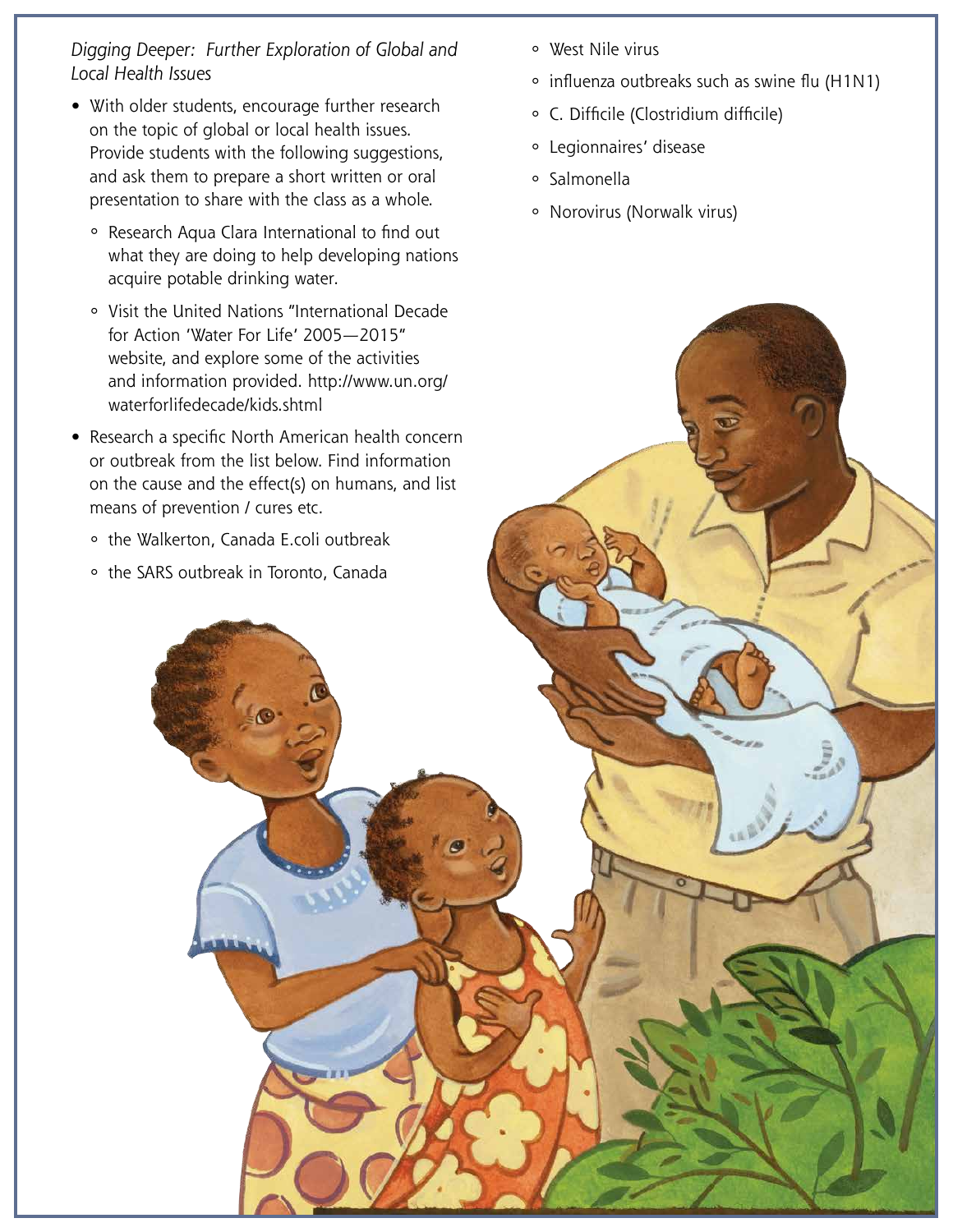*Digging Deeper: Further Exploration of Global and Local Health Issues*

- With older students, encourage further research on the topic of global or local health issues. Provide students with the following suggestions, and ask them to prepare a short written or oral presentation to share with the class as a whole.
  - Research Aqua Clara International to find out what they are doing to help developing nations acquire potable drinking water.
  - Visit the United Nations "International Decade for Action 'Water For Life' 2005—2015" website, and explore some of the activities and information provided. http://www.un.org/waterforlifedecade/kids.shtml
- Research a specific North American health concern or outbreak from the list below. Find information on the cause and the effect(s) on humans, and list means of prevention / cures etc.
  - the Walkerton, Canada E.coli outbreak
  - the SARS outbreak in Toronto, Canada
  - West Nile virus
  - influenza outbreaks such as swine flu (H1N1)
  - C. Difficile (Clostridium difficile)
  - Legionnaires' disease
  - Salmonella
  - Norovirus (Norwalk virus)